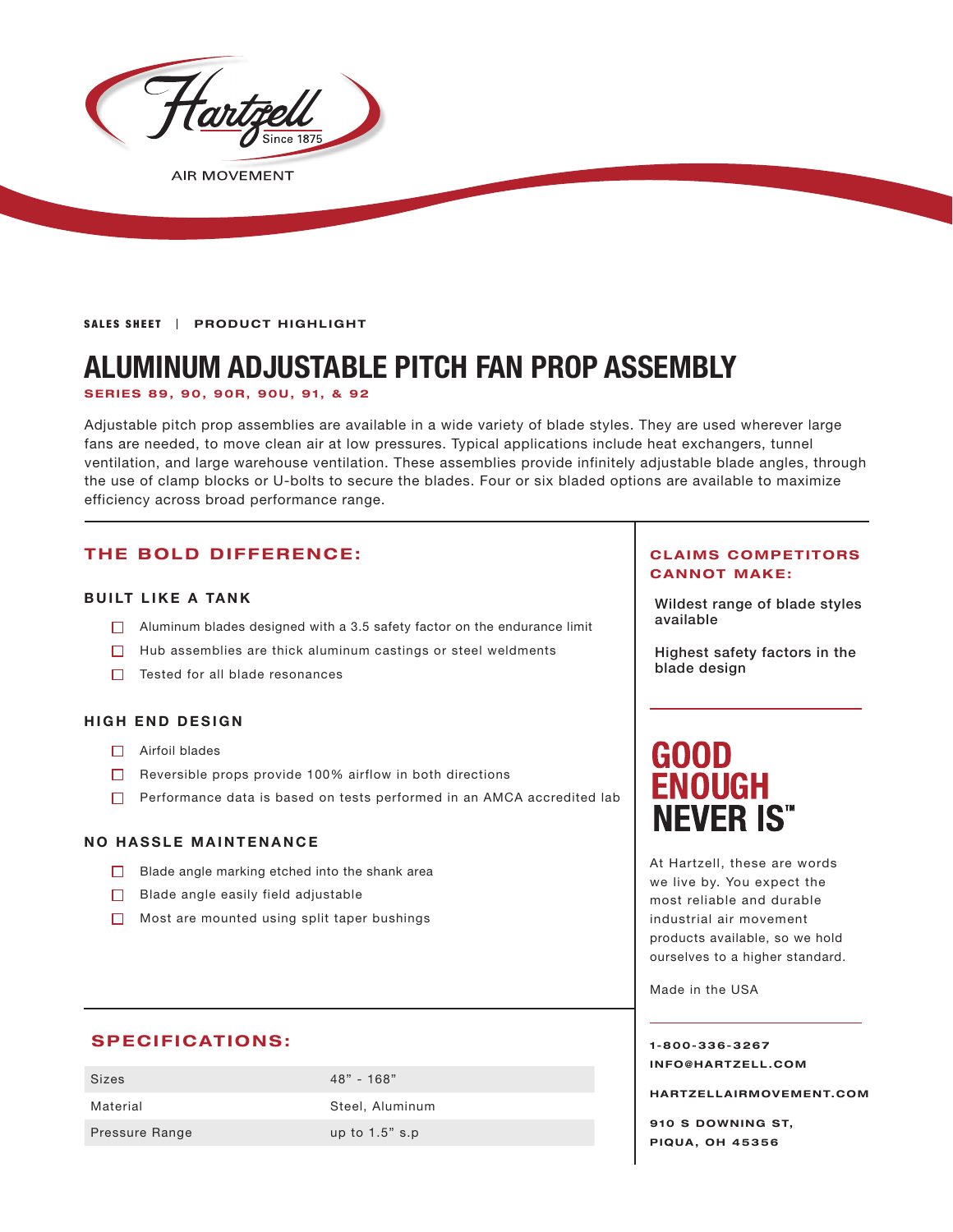Hartzell

Since 1875

AIR MOVEMENT

**SALES SHEET** | **PRODUCT HIGHLIGHT**

# ALUMINUM ADJUSTABLE PITCH FAN PROP ASSEMBLY

**SERIES 89, 90, 90R, 90U, 91, & 92**

Adjustable pitch prop assemblies are available in a wide variety of blade styles. They are used wherever large fans are needed, to move clean air at low pressures. Typical applications include heat exchangers, tunnel ventilation, and large warehouse ventilation. These assemblies provide infinitely adjustable blade angles, through the use of clamp blocks or U-bolts to secure the blades. Four or six bladed options are available to maximize efficiency across broad performance range.

## THE BOLD DIFFERENCE:

### BUILT LIKE A TANK

- Aluminum blades designed with a 3.5 safety factor on the endurance limit
- Hub assemblies are thick aluminum castings or steel weldments
- Tested for all blade resonances

### HIGH END DESIGN

- Airfoil blades
- Reversible props provide 100% airflow in both directions
- Performance data is based on tests performed in an AMCA accredited lab

### NO HASSLE MAINTENANCE

- Blade angle marking etched into the shank area
- Blade angle easily field adjustable
- Most are mounted using split taper bushings

## CLAIMS COMPETITORS CANNOT MAKE:

Wildest range of blade styles available

Highest safety factors in the blade design

## GOOD ENOUGH NEVER IS™

At Hartzell, these are words we live by. You expect the most reliable and durable industrial air movement products available, so we hold ourselves to a higher standard.

Made in the USA

## SPECIFICATIONS:

| | |
|---|---|
| Sizes | 48" - 168" |
| Material | Steel, Aluminum |
| Pressure Range | up to 1.5" s.p |

**1-800-336-3267**
**INFO@HARTZELL.COM**

**HARTZELLAIRMOVEMENT.COM**

**910 S DOWNING ST,**
**PIQUA, OH 45356**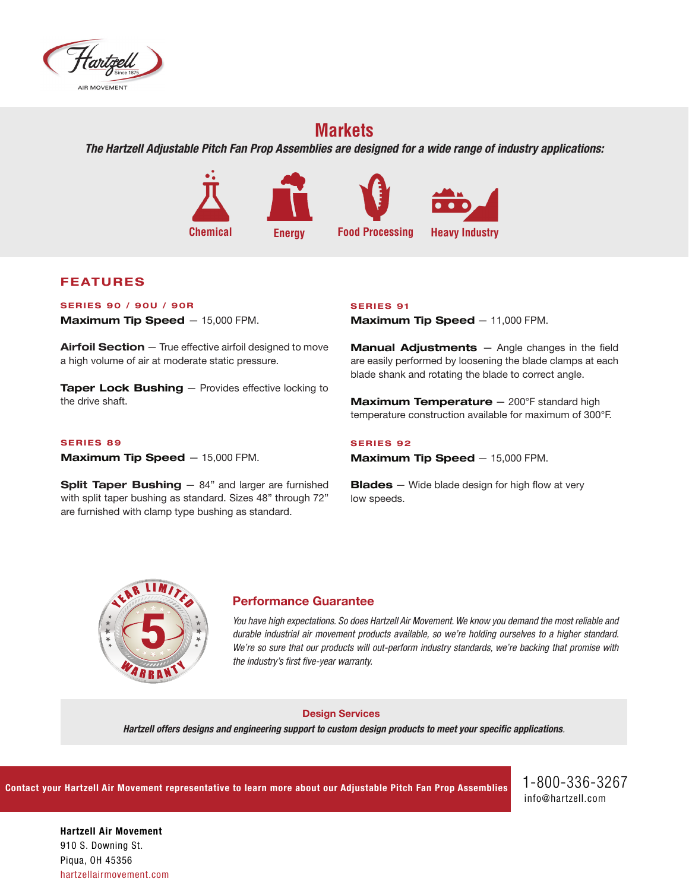Hartzell

Since 1875

AIR MOVEMENT

## Markets

***The Hartzell Adjustable Pitch Fan Prop Assemblies are designed for a wide range of industry applications:***

Chemical

Energy

Food Processing

Heavy Industry

## FEATURES

### SERIES 90 / 90U / 90R

**Maximum Tip Speed** — 15,000 FPM.

**Airfoil Section** — True effective airfoil designed to move a high volume of air at moderate static pressure.

**Taper Lock Bushing** — Provides effective locking to the drive shaft.

### SERIES 89

**Maximum Tip Speed** — 15,000 FPM.

**Split Taper Bushing** — 84" and larger are furnished with split taper bushing as standard. Sizes 48" through 72" are furnished with clamp type bushing as standard.

### SERIES 91

**Maximum Tip Speed** — 11,000 FPM.

**Manual Adjustments** — Angle changes in the field are easily performed by loosening the blade clamps at each blade shank and rotating the blade to correct angle.

**Maximum Temperature** — 200°F standard high temperature construction available for maximum of 300°F.

### SERIES 92

**Maximum Tip Speed** — 15,000 FPM.

**Blades** — Wide blade design for high flow at very low speeds.

5 YEAR LIMITED WARRANTY

## Performance Guarantee

*You have high expectations. So does Hartzell Air Movement. We know you demand the most reliable and durable industrial air movement products available, so we're holding ourselves to a higher standard. We're so sure that our products will out-perform industry standards, we're backing that promise with the industry's first five-year warranty.*

### Design Services

***Hartzell offers designs and engineering support to custom design products to meet your specific applications.***

**Contact your Hartzell Air Movement representative to learn more about our Adjustable Pitch Fan Prop Assemblies**

1-800-336-3267
info@hartzell.com

**Hartzell Air Movement**
910 S. Downing St.
Piqua, OH 45356
hartzellairmovement.com